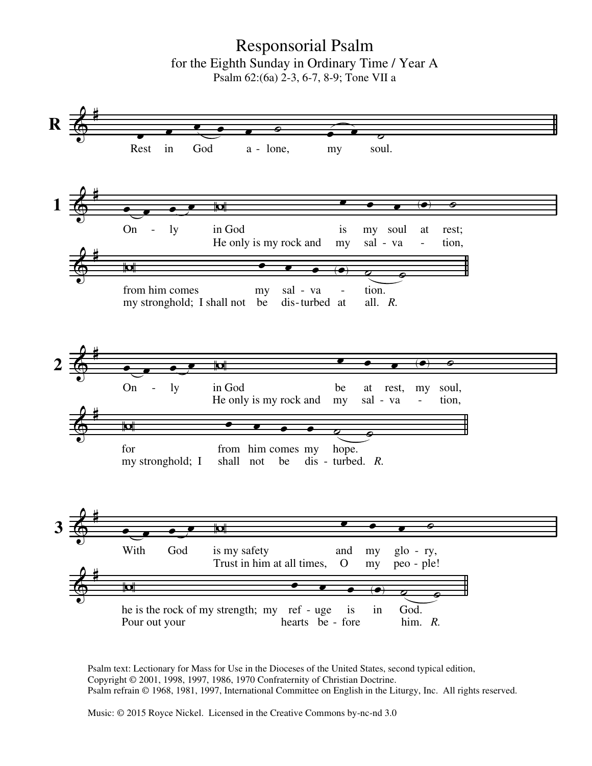# Responsorial Psalm

for the Eighth Sunday in Ordinary Time / Year A

Psalm 62:(6a) 2-3, 6-7, 8-9; Tone VII a

**R** Rest in God alone, my soul.

**1** Only in God is my soul at rest;
from him comes my salvation.
He only is my rock and my salvation,
my stronghold; I shall not be disturbed at all. *R.*

**2** Only in God be at rest, my soul,
for from him comes my hope.
He only is my rock and my salvation,
my stronghold; I shall not be disturbed. *R.*

**3** With God is my safety and my glory,
he is the rock of my strength; my refuge is in God.
Trust in him at all times, O my people!
Pour out your hearts before him. *R.*

Psalm text: Lectionary for Mass for Use in the Dioceses of the United States, second typical edition,
Copyright © 2001, 1998, 1997, 1986, 1970 Confraternity of Christian Doctrine.
Psalm refrain © 1968, 1981, 1997, International Committee on English in the Liturgy, Inc. All rights reserved.

Music: © 2015 Royce Nickel. Licensed in the Creative Commons by-nc-nd 3.0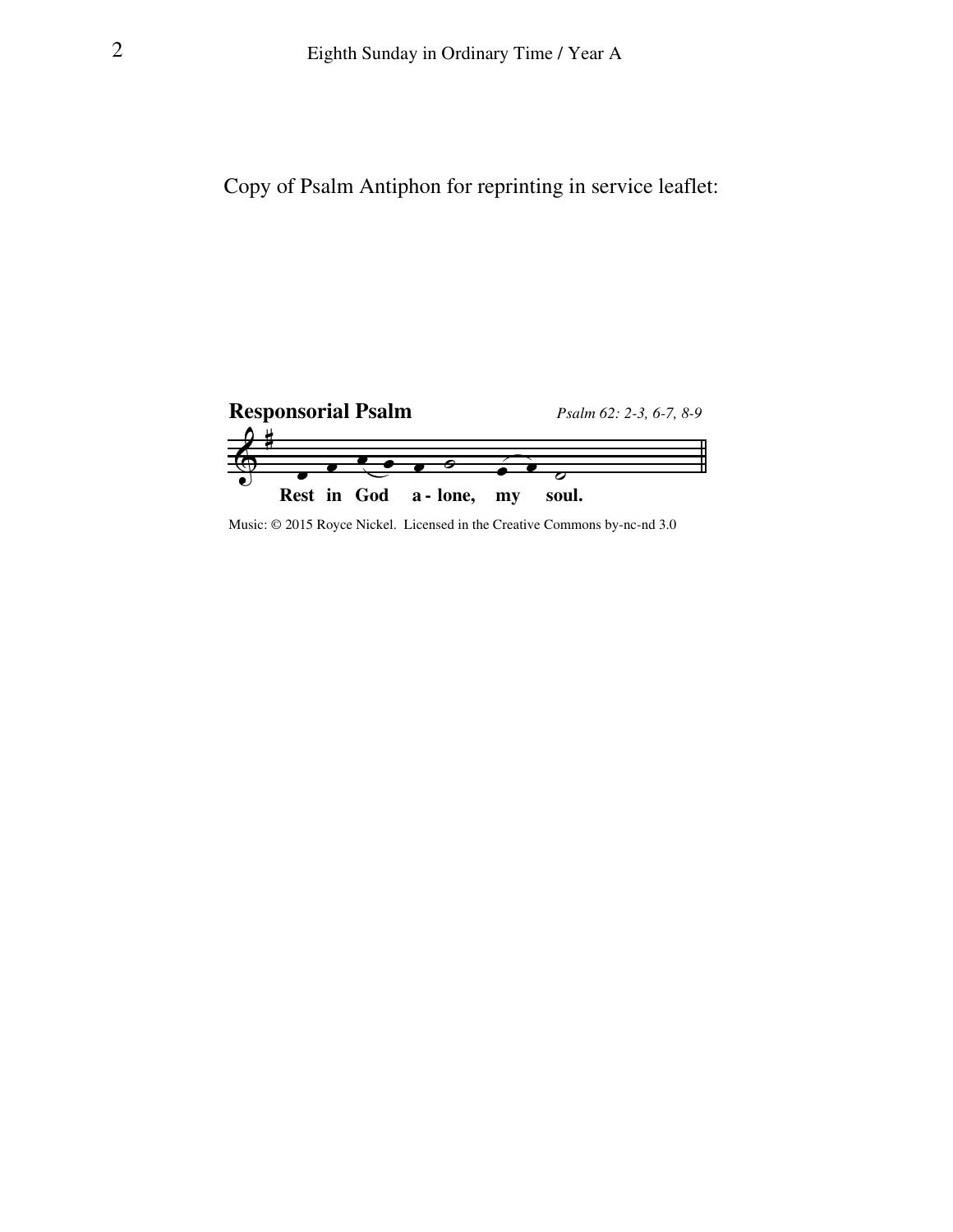Copy of Psalm Antiphon for reprinting in service leaflet:

**Responsorial Psalm** *Psalm 62: 2-3, 6-7, 8-9*

**Rest in God a - lone, my soul.**

Music: © 2015 Royce Nickel. Licensed in the Creative Commons by-nc-nd 3.0